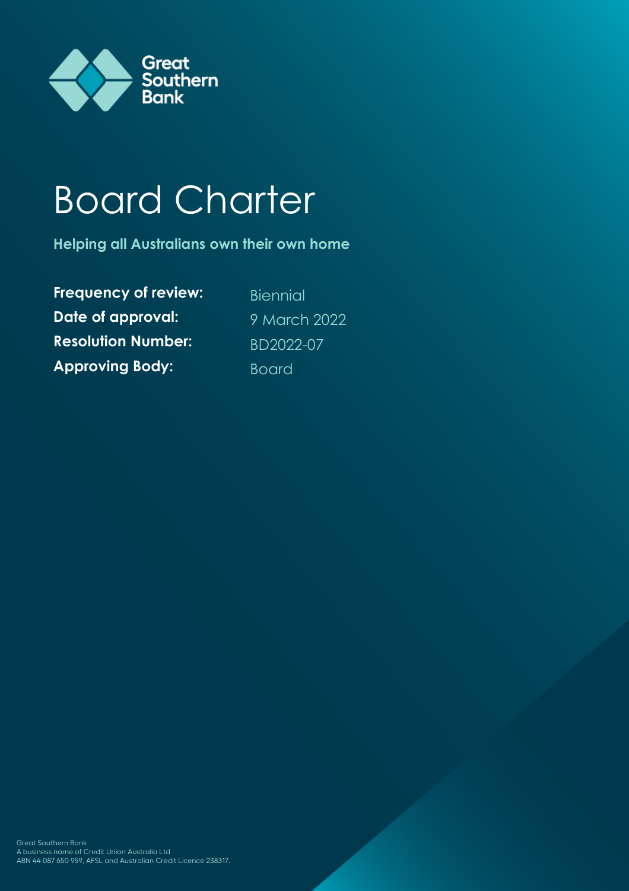Great Southern Bank

# Board Charter

**Helping all Australians own their own home**

| | |
|---|---|
| **Frequency of review:** | Biennial |
| **Date of approval:** | 9 March 2022 |
| **Resolution Number:** | BD2022-07 |
| **Approving Body:** | Board |

Great Southern Bank
A business name of Credit Union Australia Ltd
ABN 44 087 650 959, AFSL and Australian Credit Licence 238317.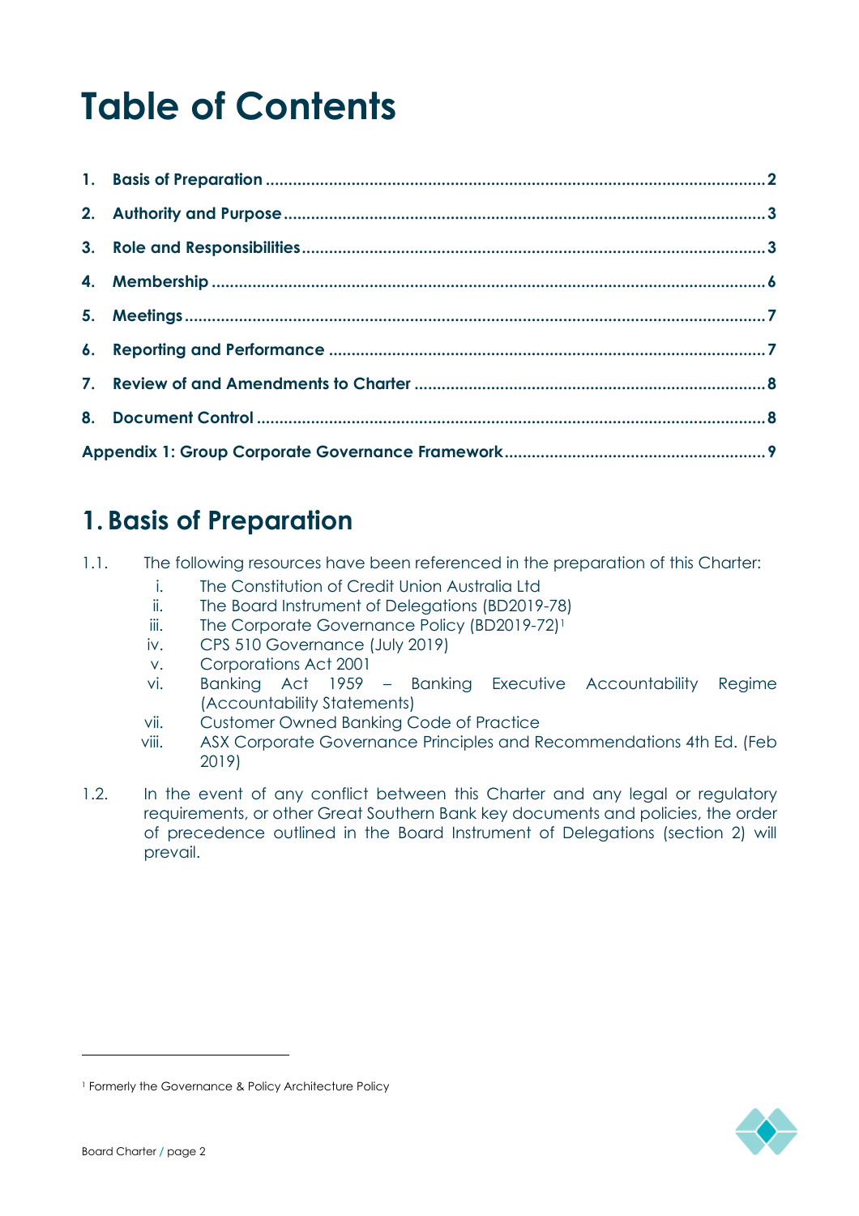# Table of Contents

1. Basis of Preparation ... 2
2. Authority and Purpose ... 3
3. Role and Responsibilities ... 3
4. Membership ... 6
5. Meetings ... 7
6. Reporting and Performance ... 7
7. Review of and Amendments to Charter ... 8
8. Document Control ... 8

Appendix 1: Group Corporate Governance Framework ... 9

# 1. Basis of Preparation

1.1. The following resources have been referenced in the preparation of this Charter:

   i. The Constitution of Credit Union Australia Ltd
   ii. The Board Instrument of Delegations (BD2019-78)
   iii. The Corporate Governance Policy (BD2019-72)[1]
   iv. CPS 510 Governance (July 2019)
   v. Corporations Act 2001
   vi. Banking Act 1959 – Banking Executive Accountability Regime (Accountability Statements)
   vii. Customer Owned Banking Code of Practice
   viii. ASX Corporate Governance Principles and Recommendations 4th Ed. (Feb 2019)

1.2. In the event of any conflict between this Charter and any legal or regulatory requirements, or other Great Southern Bank key documents and policies, the order of precedence outlined in the Board Instrument of Delegations (section 2) will prevail.

[1] Formerly the Governance & Policy Architecture Policy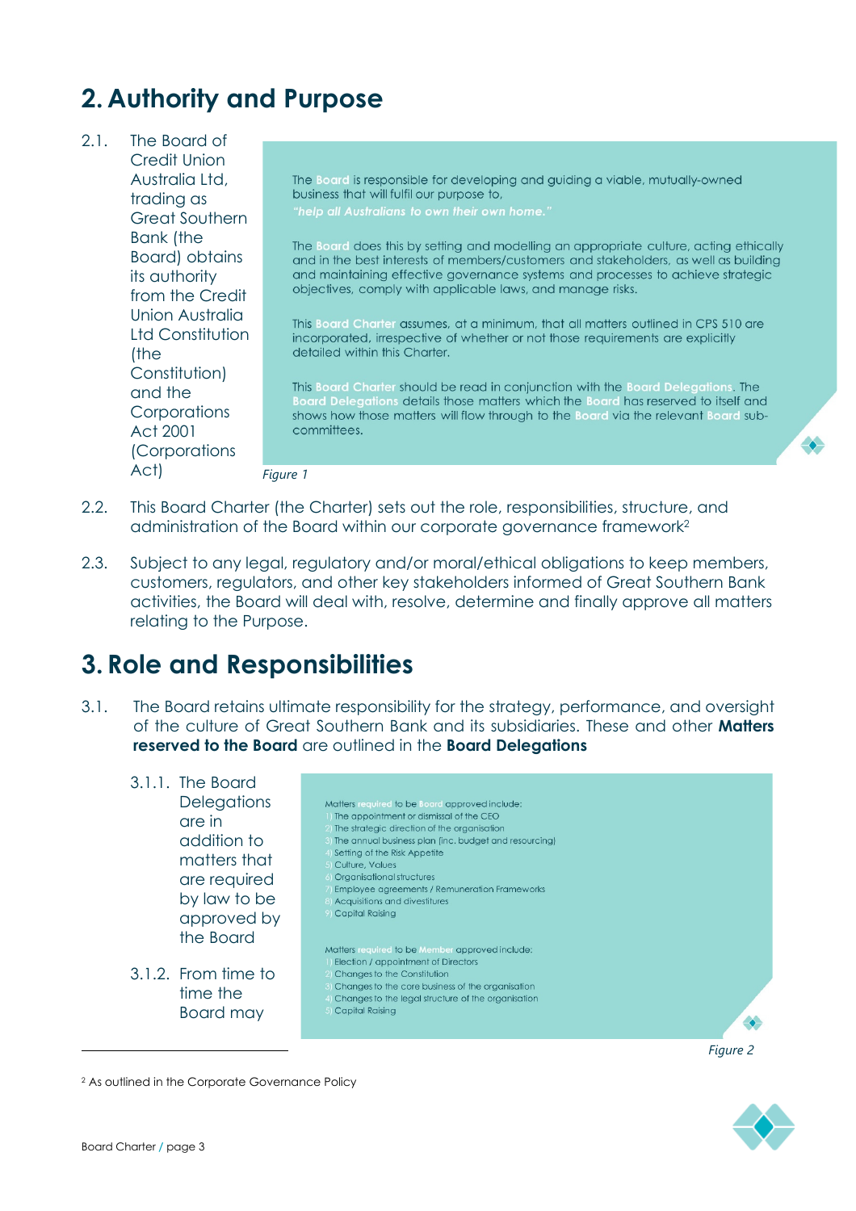## 2. Authority and Purpose

2.1. The Board of Credit Union Australia Ltd, trading as Great Southern Bank (the Board) obtains its authority from the Credit Union Australia Ltd Constitution (the Constitution) and the Corporations Act 2001 (Corporations Act)

> The Board is responsible for developing and guiding a viable, mutually-owned business that will fulfil our purpose to,
> *"help all Australians to own their own home."*
>
> The Board does this by setting and modelling an appropriate culture, acting ethically and in the best interests of members/customers and stakeholders, as well as building and maintaining effective governance systems and processes to achieve strategic objectives, comply with applicable laws, and manage risks.
>
> This Board Charter assumes, at a minimum, that all matters outlined in CPS 510 are incorporated, irrespective of whether or not those requirements are explicitly detailed within this Charter.
>
> This Board Charter should be read in conjunction with the Board Delegations. The Board Delegations details those matters which the Board has reserved to itself and shows how those matters will flow through to the Board via the relevant Board sub-committees.

*Figure 1*

2.2. This Board Charter (the Charter) sets out the role, responsibilities, structure, and administration of the Board within our corporate governance framework[2]

2.3. Subject to any legal, regulatory and/or moral/ethical obligations to keep members, customers, regulators, and other key stakeholders informed of Great Southern Bank activities, the Board will deal with, resolve, determine and finally approve all matters relating to the Purpose.

## 3. Role and Responsibilities

3.1. The Board retains ultimate responsibility for the strategy, performance, and oversight of the culture of Great Southern Bank and its subsidiaries. These and other **Matters reserved to the Board** are outlined in the **Board Delegations**

3.1.1. The Board Delegations are in addition to matters that are required by law to be approved by the Board

3.1.2. From time to time the Board may

> Matters required to be Board approved include:
> 1) The appointment or dismissal of the CEO
> 2) The strategic direction of the organisation
> 3) The annual business plan (inc. budget and resourcing)
> 4) Setting of the Risk Appetite
> 5) Culture, Values
> 6) Organisational structures
> 7) Employee agreements / Remuneration Frameworks
> 8) Acquisitions and divestitures
> 9) Capital Raising
>
> Matters required to be Member approved include:
> 1) Election / appointment of Directors
> 2) Changes to the Constitution
> 3) Changes to the core business of the organisation
> 4) Changes to the legal structure of the organisation
> 5) Capital Raising

*Figure 2*

[2] As outlined in the Corporate Governance Policy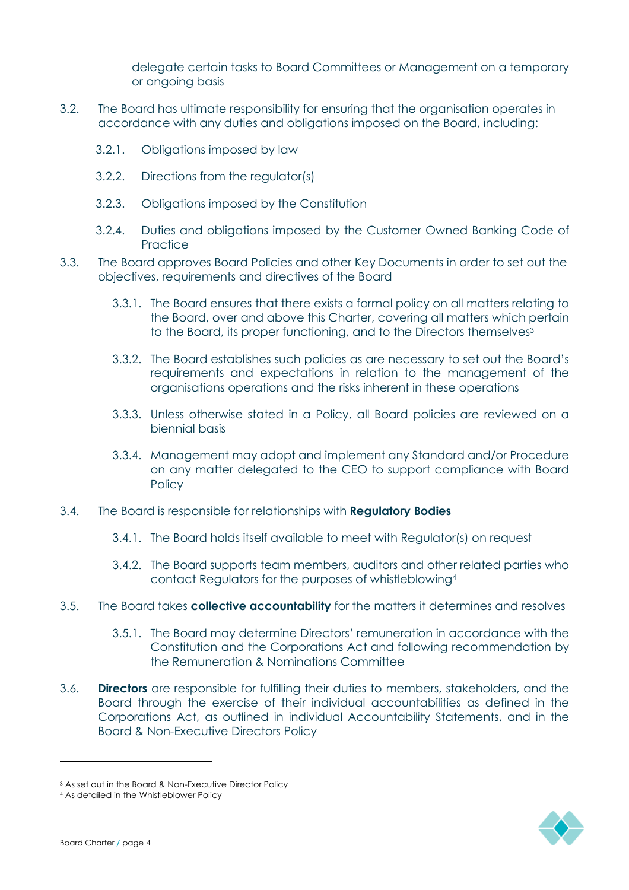delegate certain tasks to Board Committees or Management on a temporary or ongoing basis

3.2. The Board has ultimate responsibility for ensuring that the organisation operates in accordance with any duties and obligations imposed on the Board, including:

   3.2.1. Obligations imposed by law

   3.2.2. Directions from the regulator(s)

   3.2.3. Obligations imposed by the Constitution

   3.2.4. Duties and obligations imposed by the Customer Owned Banking Code of Practice

3.3. The Board approves Board Policies and other Key Documents in order to set out the objectives, requirements and directives of the Board

   3.3.1. The Board ensures that there exists a formal policy on all matters relating to the Board, over and above this Charter, covering all matters which pertain to the Board, its proper functioning, and to the Directors themselves[3]

   3.3.2. The Board establishes such policies as are necessary to set out the Board's requirements and expectations in relation to the management of the organisations operations and the risks inherent in these operations

   3.3.3. Unless otherwise stated in a Policy, all Board policies are reviewed on a biennial basis

   3.3.4. Management may adopt and implement any Standard and/or Procedure on any matter delegated to the CEO to support compliance with Board Policy

3.4. The Board is responsible for relationships with **Regulatory Bodies**

   3.4.1. The Board holds itself available to meet with Regulator(s) on request

   3.4.2. The Board supports team members, auditors and other related parties who contact Regulators for the purposes of whistleblowing[4]

3.5. The Board takes **collective accountability** for the matters it determines and resolves

   3.5.1. The Board may determine Directors' remuneration in accordance with the Constitution and the Corporations Act and following recommendation by the Remuneration & Nominations Committee

3.6. **Directors** are responsible for fulfilling their duties to members, stakeholders, and the Board through the exercise of their individual accountabilities as defined in the Corporations Act, as outlined in individual Accountability Statements, and in the Board & Non-Executive Directors Policy

---

[3] As set out in the Board & Non-Executive Director Policy

[4] As detailed in the Whistleblower Policy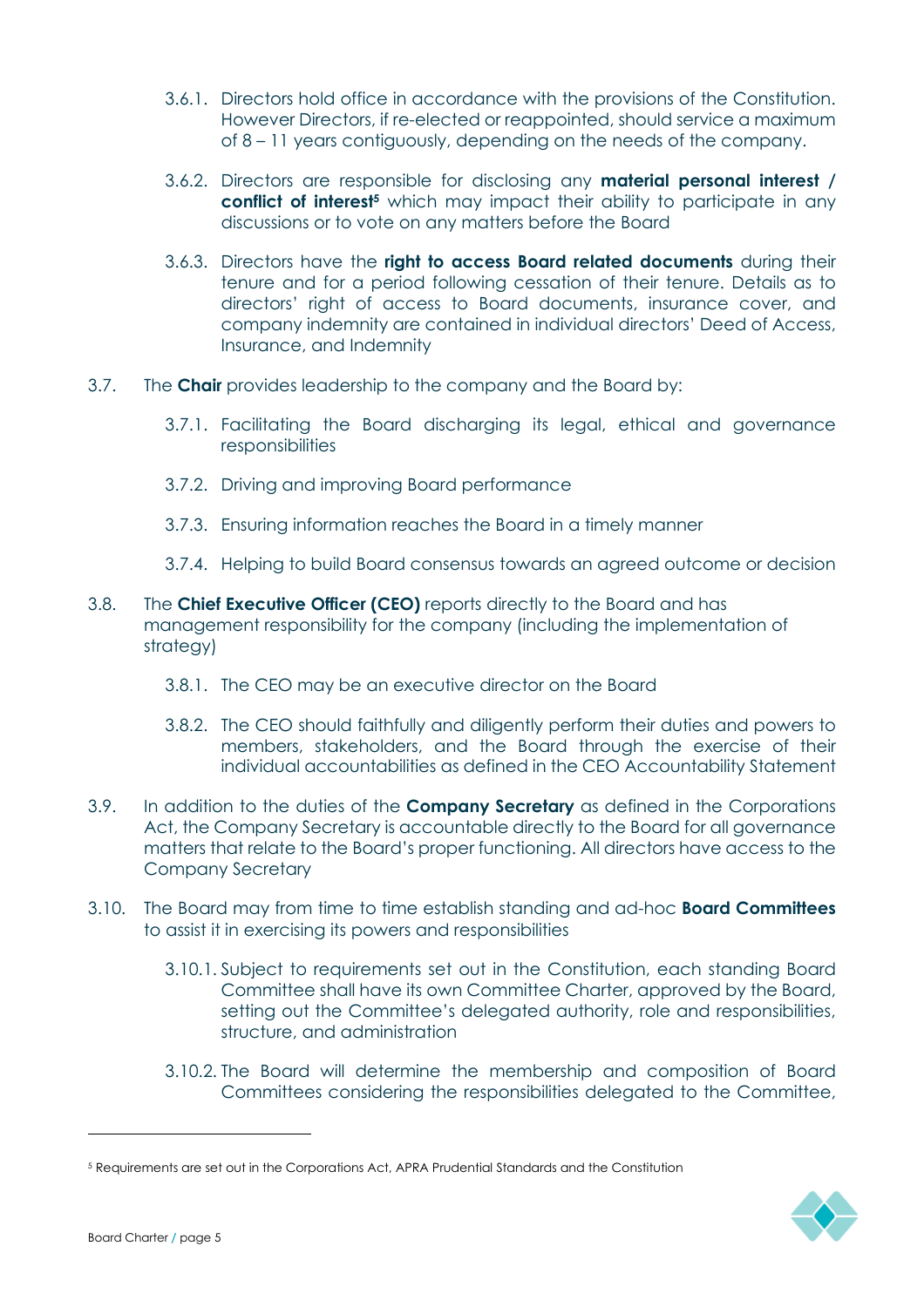3.6.1. Directors hold office in accordance with the provisions of the Constitution. However Directors, if re-elected or reappointed, should service a maximum of 8 – 11 years contiguously, depending on the needs of the company.

3.6.2. Directors are responsible for disclosing any **material personal interest / conflict of interest**[5] which may impact their ability to participate in any discussions or to vote on any matters before the Board

3.6.3. Directors have the **right to access Board related documents** during their tenure and for a period following cessation of their tenure. Details as to directors' right of access to Board documents, insurance cover, and company indemnity are contained in individual directors' Deed of Access, Insurance, and Indemnity

3.7. The **Chair** provides leadership to the company and the Board by:

3.7.1. Facilitating the Board discharging its legal, ethical and governance responsibilities

3.7.2. Driving and improving Board performance

3.7.3. Ensuring information reaches the Board in a timely manner

3.7.4. Helping to build Board consensus towards an agreed outcome or decision

3.8. The **Chief Executive Officer (CEO)** reports directly to the Board and has management responsibility for the company (including the implementation of strategy)

3.8.1. The CEO may be an executive director on the Board

3.8.2. The CEO should faithfully and diligently perform their duties and powers to members, stakeholders, and the Board through the exercise of their individual accountabilities as defined in the CEO Accountability Statement

3.9. In addition to the duties of the **Company Secretary** as defined in the Corporations Act, the Company Secretary is accountable directly to the Board for all governance matters that relate to the Board's proper functioning. All directors have access to the Company Secretary

3.10. The Board may from time to time establish standing and ad-hoc **Board Committees** to assist it in exercising its powers and responsibilities

3.10.1. Subject to requirements set out in the Constitution, each standing Board Committee shall have its own Committee Charter, approved by the Board, setting out the Committee's delegated authority, role and responsibilities, structure, and administration

3.10.2. The Board will determine the membership and composition of Board Committees considering the responsibilities delegated to the Committee,

---

[5] Requirements are set out in the Corporations Act, APRA Prudential Standards and the Constitution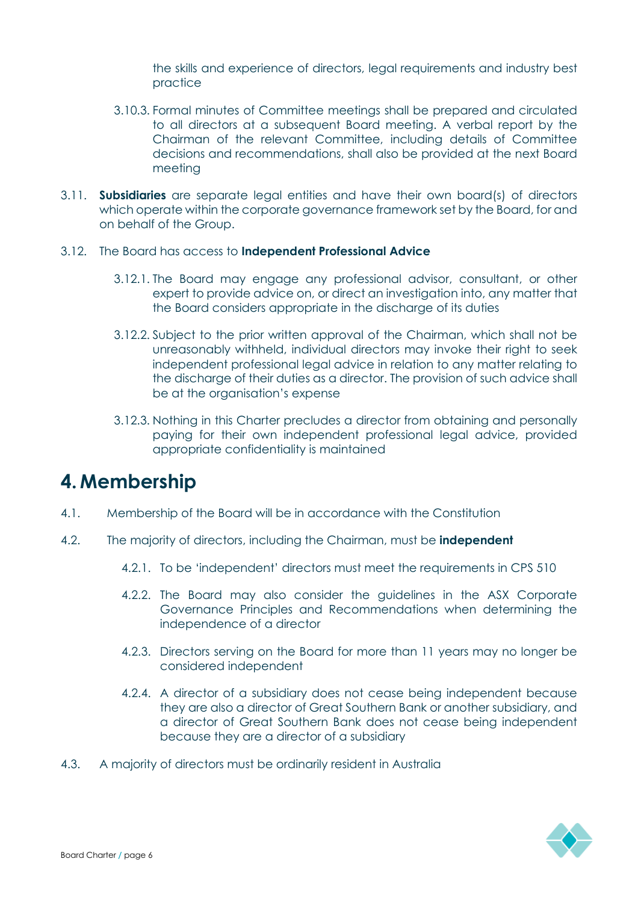the skills and experience of directors, legal requirements and industry best practice

3.10.3. Formal minutes of Committee meetings shall be prepared and circulated to all directors at a subsequent Board meeting. A verbal report by the Chairman of the relevant Committee, including details of Committee decisions and recommendations, shall also be provided at the next Board meeting

3.11. **Subsidiaries** are separate legal entities and have their own board(s) of directors which operate within the corporate governance framework set by the Board, for and on behalf of the Group.

3.12. The Board has access to **Independent Professional Advice**

3.12.1. The Board may engage any professional advisor, consultant, or other expert to provide advice on, or direct an investigation into, any matter that the Board considers appropriate in the discharge of its duties

3.12.2. Subject to the prior written approval of the Chairman, which shall not be unreasonably withheld, individual directors may invoke their right to seek independent professional legal advice in relation to any matter relating to the discharge of their duties as a director. The provision of such advice shall be at the organisation's expense

3.12.3. Nothing in this Charter precludes a director from obtaining and personally paying for their own independent professional legal advice, provided appropriate confidentiality is maintained

# 4. Membership

4.1. Membership of the Board will be in accordance with the Constitution

4.2. The majority of directors, including the Chairman, must be **independent**

4.2.1. To be 'independent' directors must meet the requirements in CPS 510

4.2.2. The Board may also consider the guidelines in the ASX Corporate Governance Principles and Recommendations when determining the independence of a director

4.2.3. Directors serving on the Board for more than 11 years may no longer be considered independent

4.2.4. A director of a subsidiary does not cease being independent because they are also a director of Great Southern Bank or another subsidiary, and a director of Great Southern Bank does not cease being independent because they are a director of a subsidiary

4.3. A majority of directors must be ordinarily resident in Australia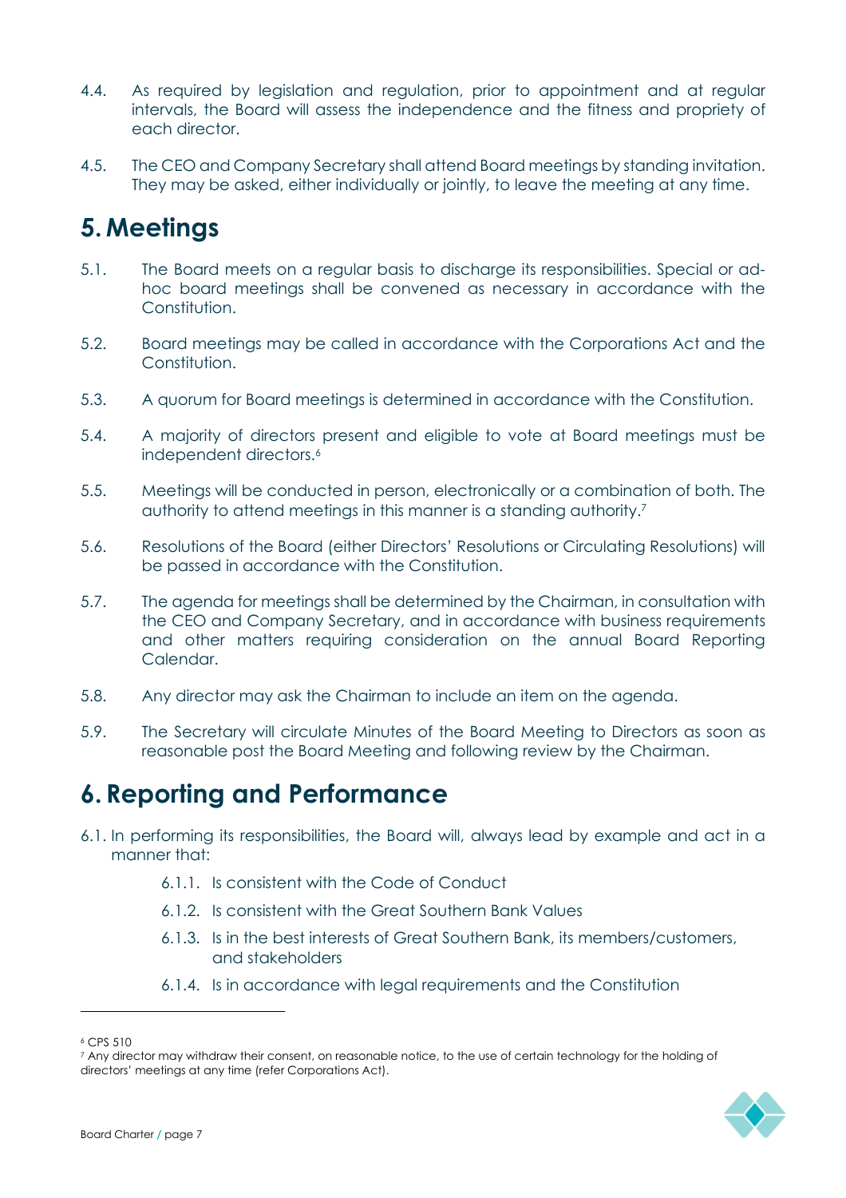4.4. As required by legislation and regulation, prior to appointment and at regular intervals, the Board will assess the independence and the fitness and propriety of each director.

4.5. The CEO and Company Secretary shall attend Board meetings by standing invitation. They may be asked, either individually or jointly, to leave the meeting at any time.

# 5. Meetings

5.1. The Board meets on a regular basis to discharge its responsibilities. Special or ad-hoc board meetings shall be convened as necessary in accordance with the Constitution.

5.2. Board meetings may be called in accordance with the Corporations Act and the Constitution.

5.3. A quorum for Board meetings is determined in accordance with the Constitution.

5.4. A majority of directors present and eligible to vote at Board meetings must be independent directors.[6]

5.5. Meetings will be conducted in person, electronically or a combination of both. The authority to attend meetings in this manner is a standing authority.[7]

5.6. Resolutions of the Board (either Directors' Resolutions or Circulating Resolutions) will be passed in accordance with the Constitution.

5.7. The agenda for meetings shall be determined by the Chairman, in consultation with the CEO and Company Secretary, and in accordance with business requirements and other matters requiring consideration on the annual Board Reporting Calendar.

5.8. Any director may ask the Chairman to include an item on the agenda.

5.9. The Secretary will circulate Minutes of the Board Meeting to Directors as soon as reasonable post the Board Meeting and following review by the Chairman.

# 6. Reporting and Performance

6.1. In performing its responsibilities, the Board will, always lead by example and act in a manner that:

- 6.1.1. Is consistent with the Code of Conduct
- 6.1.2. Is consistent with the Great Southern Bank Values
- 6.1.3. Is in the best interests of Great Southern Bank, its members/customers, and stakeholders
- 6.1.4. Is in accordance with legal requirements and the Constitution

---

[6] CPS 510

[7] Any director may withdraw their consent, on reasonable notice, to the use of certain technology for the holding of directors' meetings at any time (refer Corporations Act).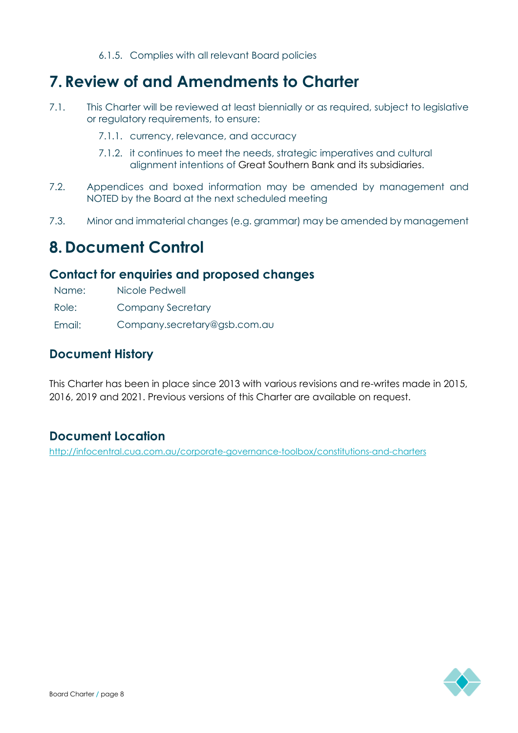6.1.5. Complies with all relevant Board policies

# 7. Review of and Amendments to Charter

7.1. This Charter will be reviewed at least biennially or as required, subject to legislative or regulatory requirements, to ensure:

7.1.1. currency, relevance, and accuracy

7.1.2. it continues to meet the needs, strategic imperatives and cultural alignment intentions of Great Southern Bank and its subsidiaries.

7.2. Appendices and boxed information may be amended by management and NOTED by the Board at the next scheduled meeting

7.3. Minor and immaterial changes (e.g. grammar) may be amended by management

# 8. Document Control

## Contact for enquiries and proposed changes

| Name: | Nicole Pedwell |
|---|---|
| Role: | Company Secretary |
| Email: | Company.secretary@gsb.com.au |

## Document History

This Charter has been in place since 2013 with various revisions and re-writes made in 2015, 2016, 2019 and 2021. Previous versions of this Charter are available on request.

## Document Location

http://infocentral.cua.com.au/corporate-governance-toolbox/constitutions-and-charters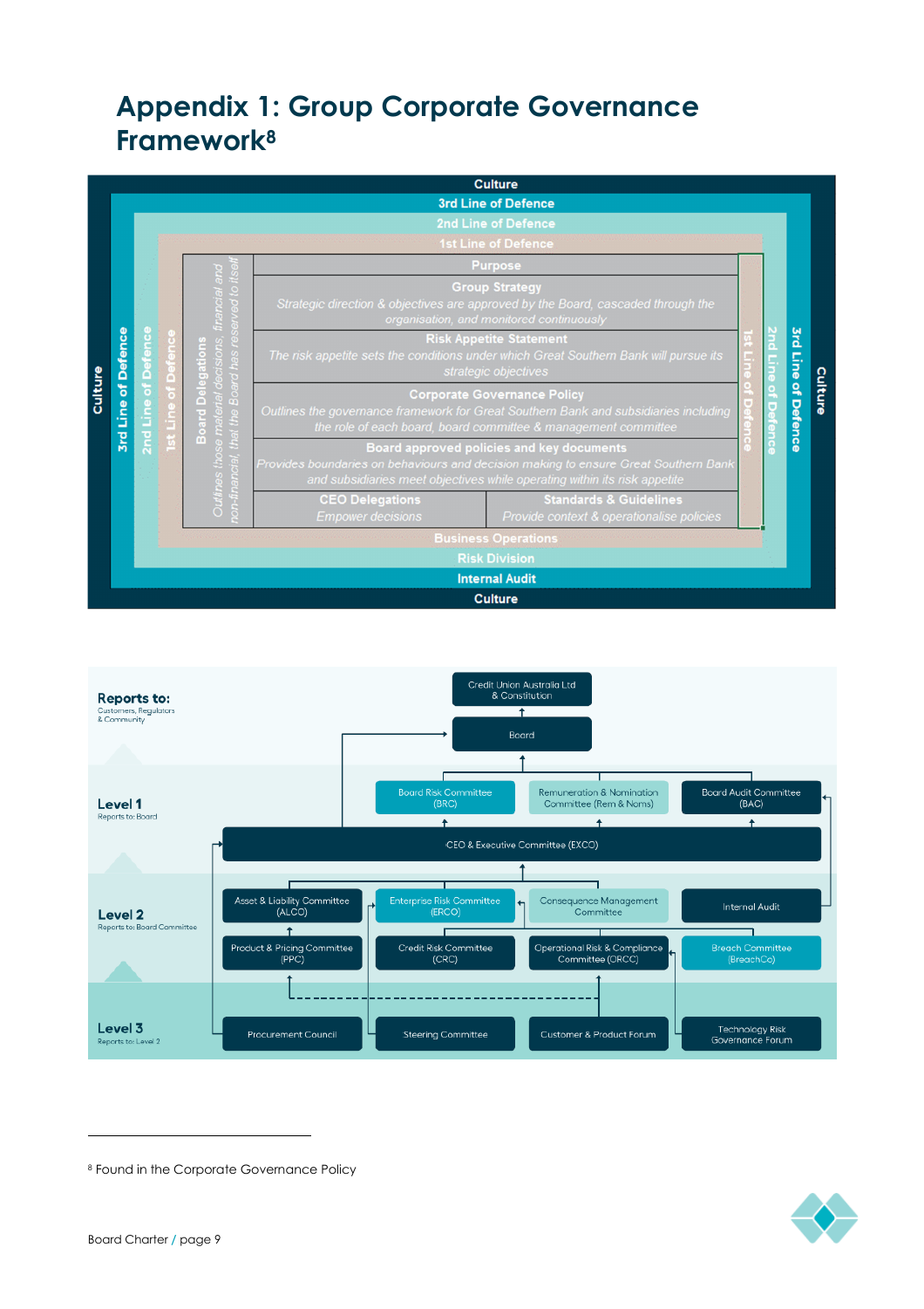# Appendix 1: Group Corporate Governance Framework[8]

Culture

3rd Line of Defence

2nd Line of Defence

1st Line of Defence

Board Delegations

*Outlines those material decisions, financial and non-financial, that the Board has reserved to itself*

Purpose

Group Strategy

*Strategic direction & objectives are approved by the Board, cascaded through the organisation, and monitored continuously*

Risk Appetite Statement

*The risk appetite sets the conditions under which Great Southern Bank will pursue its strategic objectives*

Corporate Governance Policy

*Outlines the governance framework for Great Southern Bank and subsidiaries including the role of each board, board committee & management committee*

Board approved policies and key documents

*Provides boundaries on behaviours and decision making to ensure Great Southern Bank and subsidiaries meet objectives while operating within its risk appetite*

CEO Delegations

*Empower decisions*

Standards & Guidelines

*Provide context & operationalise policies*

Business Operations

Risk Division

Internal Audit

Culture

**Reports to:**
Customers, Regulators & Community

Credit Union Australia Ltd & Constitution

Board

**Level 1**
Reports to: Board

Board Risk Committee (BRC)

Remuneration & Nomination Committee (Rem & Noms)

Board Audit Committee (BAC)

CEO & Executive Committee (EXCO)

**Level 2**
Reports to: Board Committee

Asset & Liability Committee (ALCO)

Enterprise Risk Committee (ERCO)

Consequence Management Committee

Internal Audit

Product & Pricing Committee (PPC)

Credit Risk Committee (CRC)

Operational Risk & Compliance Committee (ORCC)

Breach Committee (BreachCo)

**Level 3**
Reports to: Level 2

Procurement Council

Steering Committee

Customer & Product Forum

Technology Risk Governance Forum

---

[8] Found in the Corporate Governance Policy